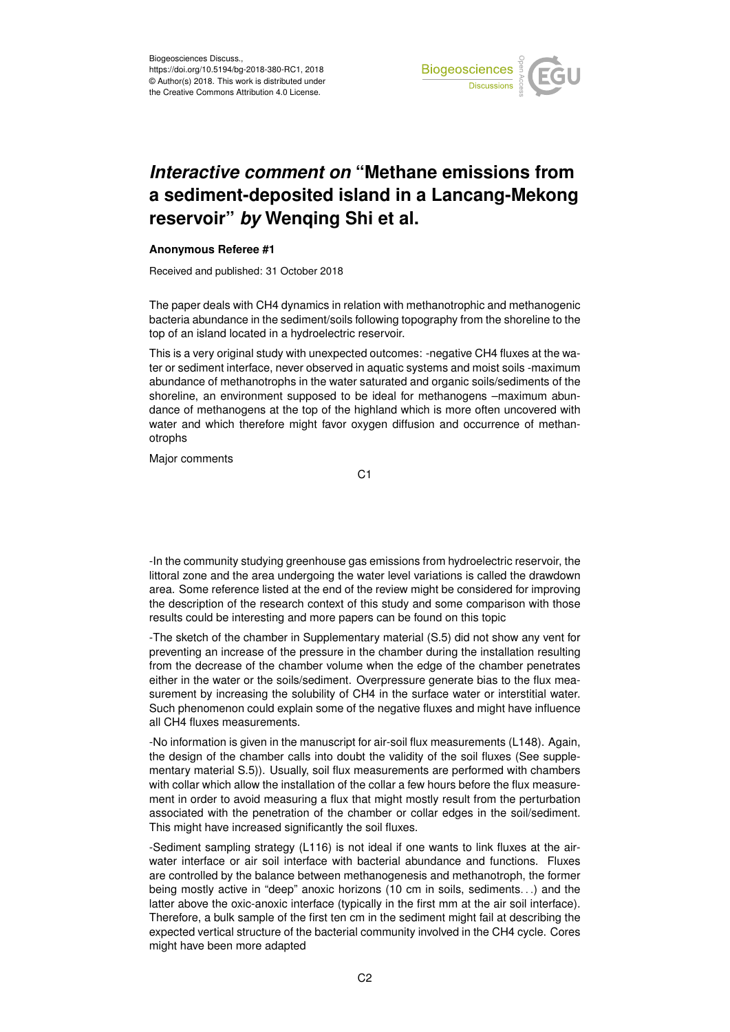Biogeosciences Discuss.,
https://doi.org/10.5194/bg-2018-380-RC1, 2018
© Author(s) 2018. This work is distributed under
the Creative Commons Attribution 4.0 License.

# *Interactive comment on* "Methane emissions from a sediment-deposited island in a Lancang-Mekong reservoir" *by* Wenqing Shi et al.

**Anonymous Referee #1**

Received and published: 31 October 2018

The paper deals with CH4 dynamics in relation with methanotrophic and methanogenic bacteria abundance in the sediment/soils following topography from the shoreline to the top of an island located in a hydroelectric reservoir.

This is a very original study with unexpected outcomes: -negative CH4 fluxes at the water or sediment interface, never observed in aquatic systems and moist soils -maximum abundance of methanotrophs in the water saturated and organic soils/sediments of the shoreline, an environment supposed to be ideal for methanogens –maximum abundance of methanogens at the top of the highland which is more often uncovered with water and which therefore might favor oxygen diffusion and occurrence of methanotrophs

Major comments

-In the community studying greenhouse gas emissions from hydroelectric reservoir, the littoral zone and the area undergoing the water level variations is called the drawdown area. Some reference listed at the end of the review might be considered for improving the description of the research context of this study and some comparison with those results could be interesting and more papers can be found on this topic

-The sketch of the chamber in Supplementary material (S.5) did not show any vent for preventing an increase of the pressure in the chamber during the installation resulting from the decrease of the chamber volume when the edge of the chamber penetrates either in the water or the soils/sediment. Overpressure generate bias to the flux measurement by increasing the solubility of CH4 in the surface water or interstitial water. Such phenomenon could explain some of the negative fluxes and might have influence all CH4 fluxes measurements.

-No information is given in the manuscript for air-soil flux measurements (L148). Again, the design of the chamber calls into doubt the validity of the soil fluxes (See supplementary material S.5)). Usually, soil flux measurements are performed with chambers with collar which allow the installation of the collar a few hours before the flux measurement in order to avoid measuring a flux that might mostly result from the perturbation associated with the penetration of the chamber or collar edges in the soil/sediment. This might have increased significantly the soil fluxes.

-Sediment sampling strategy (L116) is not ideal if one wants to link fluxes at the air-water interface or air soil interface with bacterial abundance and functions. Fluxes are controlled by the balance between methanogenesis and methanotroph, the former being mostly active in "deep" anoxic horizons (10 cm in soils, sediments…) and the latter above the oxic-anoxic interface (typically in the first mm at the air soil interface). Therefore, a bulk sample of the first ten cm in the sediment might fail at describing the expected vertical structure of the bacterial community involved in the CH4 cycle. Cores might have been more adapted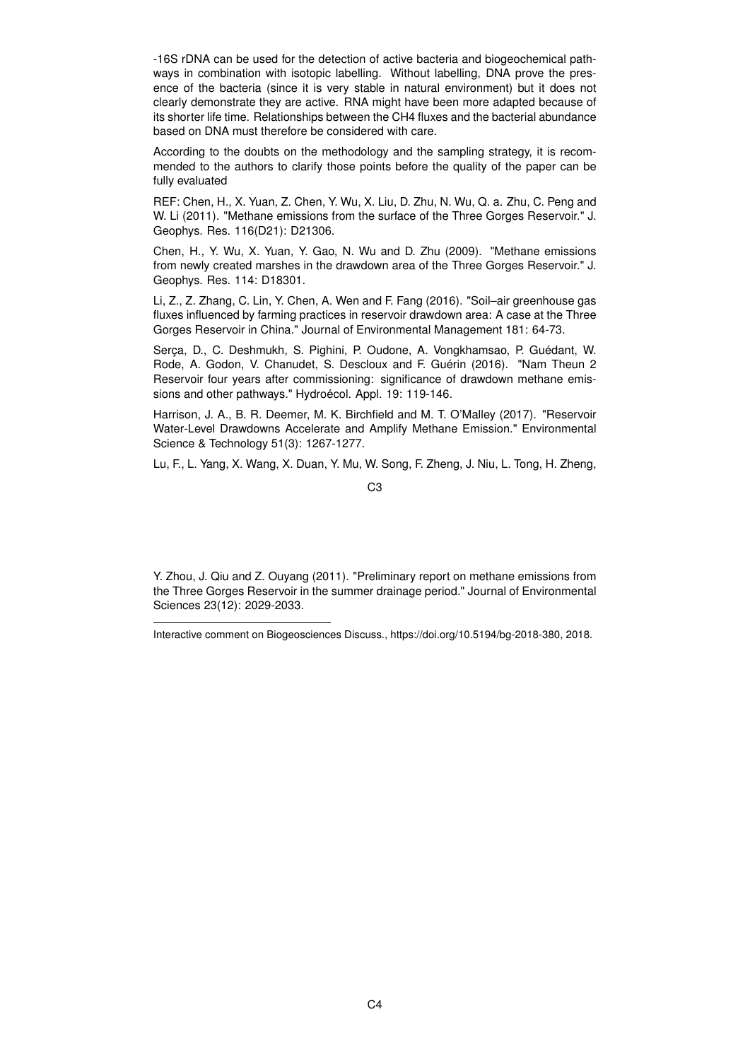-16S rDNA can be used for the detection of active bacteria and biogeochemical pathways in combination with isotopic labelling. Without labelling, DNA prove the presence of the bacteria (since it is very stable in natural environment) but it does not clearly demonstrate they are active. RNA might have been more adapted because of its shorter life time. Relationships between the CH4 fluxes and the bacterial abundance based on DNA must therefore be considered with care.

According to the doubts on the methodology and the sampling strategy, it is recommended to the authors to clarify those points before the quality of the paper can be fully evaluated

REF: Chen, H., X. Yuan, Z. Chen, Y. Wu, X. Liu, D. Zhu, N. Wu, Q. a. Zhu, C. Peng and W. Li (2011). "Methane emissions from the surface of the Three Gorges Reservoir." J. Geophys. Res. 116(D21): D21306.

Chen, H., Y. Wu, X. Yuan, Y. Gao, N. Wu and D. Zhu (2009). "Methane emissions from newly created marshes in the drawdown area of the Three Gorges Reservoir." J. Geophys. Res. 114: D18301.

Li, Z., Z. Zhang, C. Lin, Y. Chen, A. Wen and F. Fang (2016). "Soil–air greenhouse gas fluxes influenced by farming practices in reservoir drawdown area: A case at the Three Gorges Reservoir in China." Journal of Environmental Management 181: 64-73.

Serça, D., C. Deshmukh, S. Pighini, P. Oudone, A. Vongkhamsao, P. Guédant, W. Rode, A. Godon, V. Chanudet, S. Descloux and F. Guérin (2016). "Nam Theun 2 Reservoir four years after commissioning: significance of drawdown methane emissions and other pathways." Hydroécol. Appl. 19: 119-146.

Harrison, J. A., B. R. Deemer, M. K. Birchfield and M. T. O'Malley (2017). "Reservoir Water-Level Drawdowns Accelerate and Amplify Methane Emission." Environmental Science & Technology 51(3): 1267-1277.

Lu, F., L. Yang, X. Wang, X. Duan, Y. Mu, W. Song, F. Zheng, J. Niu, L. Tong, H. Zheng, Y. Zhou, J. Qiu and Z. Ouyang (2011). "Preliminary report on methane emissions from the Three Gorges Reservoir in the summer drainage period." Journal of Environmental Sciences 23(12): 2029-2033.

Interactive comment on Biogeosciences Discuss., https://doi.org/10.5194/bg-2018-380, 2018.